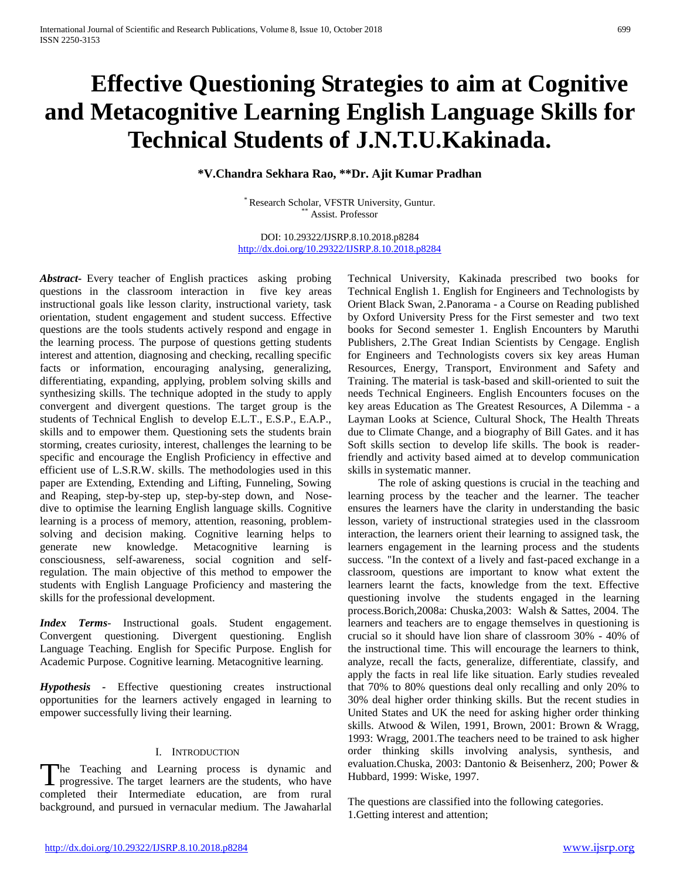# Effective Questioning Strategies to aim at Cognitive and Metacognitive Learning English Language Skills for Technical Students of J.N.T.U.Kakinada.

**\*V.Chandra Sekhara Rao, \*\*Dr. Ajit Kumar Pradhan**

\* Research Scholar, VFSTR University, Guntur.
\*\* Assist. Professor

DOI: 10.29322/IJSRP.8.10.2018.p8284
http://dx.doi.org/10.29322/IJSRP.8.10.2018.p8284

***Abstract***- Every teacher of English practices asking probing questions in the classroom interaction in five key areas instructional goals like lesson clarity, instructional variety, task orientation, student engagement and student success. Effective questions are the tools students actively respond and engage in the learning process. The purpose of questions getting students interest and attention, diagnosing and checking, recalling specific facts or information, encouraging analysing, generalizing, differentiating, expanding, applying, problem solving skills and synthesizing skills. The technique adopted in the study to apply convergent and divergent questions. The target group is the students of Technical English to develop E.L.T., E.S.P., E.A.P., skills and to empower them. Questioning sets the students brain storming, creates curiosity, interest, challenges the learning to be specific and encourage the English Proficiency in effective and efficient use of L.S.R.W. skills. The methodologies used in this paper are Extending, Extending and Lifting, Funneling, Sowing and Reaping, step-by-step up, step-by-step down, and Nose-dive to optimise the learning English language skills. Cognitive learning is a process of memory, attention, reasoning, problem-solving and decision making. Cognitive learning helps to generate new knowledge. Metacognitive learning is consciousness, self-awareness, social cognition and self-regulation. The main objective of this method to empower the students with English Language Proficiency and mastering the skills for the professional development.

***Index Terms***- Instructional goals. Student engagement. Convergent questioning. Divergent questioning. English Language Teaching. English for Specific Purpose. English for Academic Purpose. Cognitive learning. Metacognitive learning.

***Hypothesis*** - Effective questioning creates instructional opportunities for the learners actively engaged in learning to empower successfully living their learning.

## I. Introduction

The Teaching and Learning process is dynamic and progressive. The target learners are the students, who have completed their Intermediate education, are from rural background, and pursued in vernacular medium. The Jawaharlal Technical University, Kakinada prescribed two books for Technical English 1. English for Engineers and Technologists by Orient Black Swan, 2.Panorama - a Course on Reading published by Oxford University Press for the First semester and two text books for Second semester 1. English Encounters by Maruthi Publishers, 2.The Great Indian Scientists by Cengage. English for Engineers and Technologists covers six key areas Human Resources, Energy, Transport, Environment and Safety and Training. The material is task-based and skill-oriented to suit the needs Technical Engineers. English Encounters focuses on the key areas Education as The Greatest Resources, A Dilemma - a Layman Looks at Science, Cultural Shock, The Health Threats due to Climate Change, and a biography of Bill Gates. and it has Soft skills section to develop life skills. The book is reader-friendly and activity based aimed at to develop communication skills in systematic manner.

The role of asking questions is crucial in the teaching and learning process by the teacher and the learner. The teacher ensures the learners have the clarity in understanding the basic lesson, variety of instructional strategies used in the classroom interaction, the learners orient their learning to assigned task, the learners engagement in the learning process and the students success. "In the context of a lively and fast-paced exchange in a classroom, questions are important to know what extent the learners learnt the facts, knowledge from the text. Effective questioning involve the students engaged in the learning process.Borich,2008a: Chuska,2003: Walsh & Sattes, 2004. The learners and teachers are to engage themselves in questioning is crucial so it should have lion share of classroom 30% - 40% of the instructional time. This will encourage the learners to think, analyze, recall the facts, generalize, differentiate, classify, and apply the facts in real life like situation. Early studies revealed that 70% to 80% questions deal only recalling and only 20% to 30% deal higher order thinking skills. But the recent studies in United States and UK the need for asking higher order thinking skills. Atwood & Wilen, 1991, Brown, 2001: Brown & Wragg, 1993: Wragg, 2001.The teachers need to be trained to ask higher order thinking skills involving analysis, synthesis, and evaluation.Chuska, 2003: Dantonio & Beisenherz, 200; Power & Hubbard, 1999: Wiske, 1997.

The questions are classified into the following categories.
1.Getting interest and attention;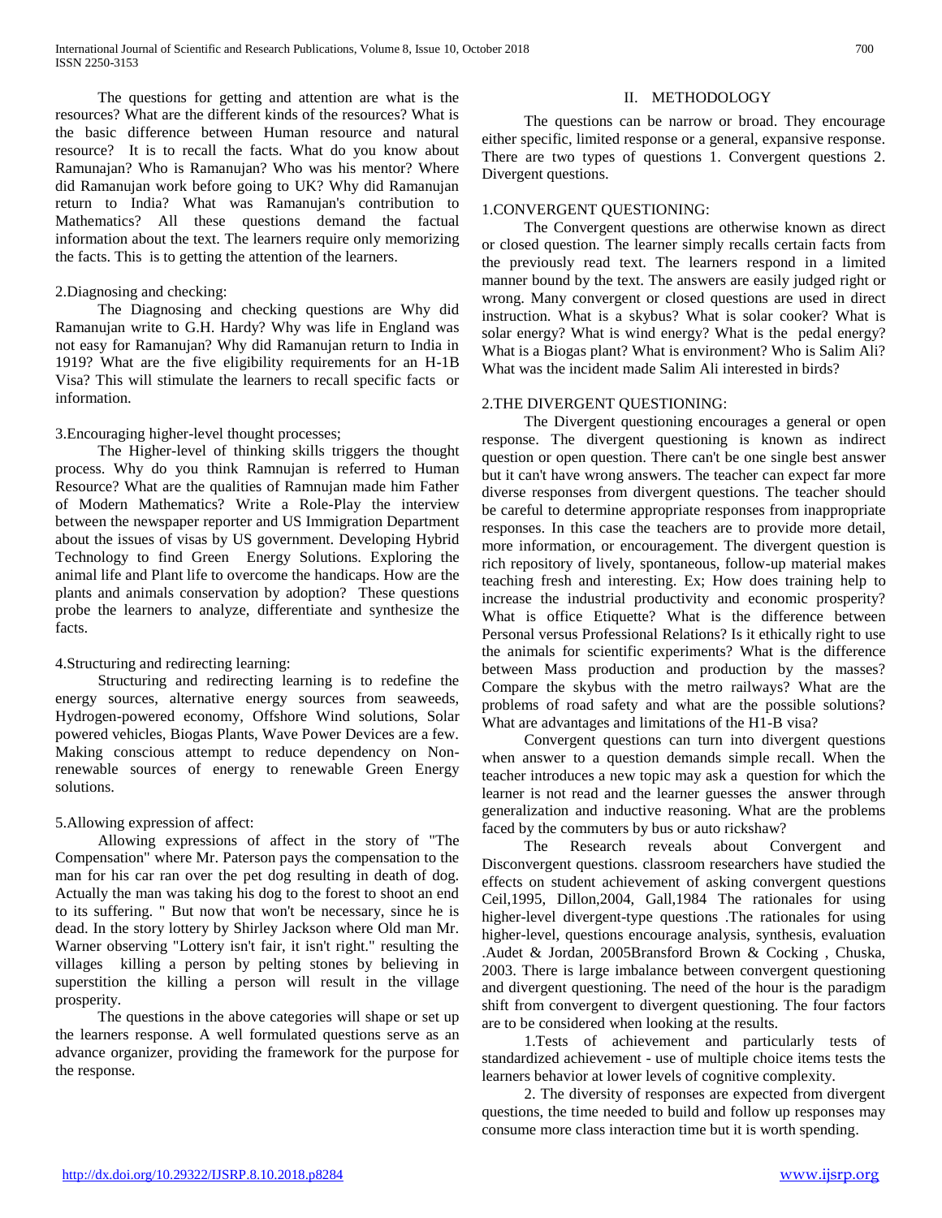The questions for getting and attention are what is the resources? What are the different kinds of the resources? What is the basic difference between Human resource and natural resource? It is to recall the facts. What do you know about Ramunajan? Who is Ramanujan? Who was his mentor? Where did Ramanujan work before going to UK? Why did Ramanujan return to India? What was Ramanujan's contribution to Mathematics? All these questions demand the factual information about the text. The learners require only memorizing the facts. This is to getting the attention of the learners.

2.Diagnosing and checking:

The Diagnosing and checking questions are Why did Ramanujan write to G.H. Hardy? Why was life in England was not easy for Ramanujan? Why did Ramanujan return to India in 1919? What are the five eligibility requirements for an H-1B Visa? This will stimulate the learners to recall specific facts or information.

3.Encouraging higher-level thought processes;

The Higher-level of thinking skills triggers the thought process. Why do you think Ramnujan is referred to Human Resource? What are the qualities of Ramnujan made him Father of Modern Mathematics? Write a Role-Play the interview between the newspaper reporter and US Immigration Department about the issues of visas by US government. Developing Hybrid Technology to find Green Energy Solutions. Exploring the animal life and Plant life to overcome the handicaps. How are the plants and animals conservation by adoption? These questions probe the learners to analyze, differentiate and synthesize the facts.

4.Structuring and redirecting learning:

Structuring and redirecting learning is to redefine the energy sources, alternative energy sources from seaweeds, Hydrogen-powered economy, Offshore Wind solutions, Solar powered vehicles, Biogas Plants, Wave Power Devices are a few. Making conscious attempt to reduce dependency on Non-renewable sources of energy to renewable Green Energy solutions.

5.Allowing expression of affect:

Allowing expressions of affect in the story of "The Compensation" where Mr. Paterson pays the compensation to the man for his car ran over the pet dog resulting in death of dog. Actually the man was taking his dog to the forest to shoot an end to its suffering. " But now that won't be necessary, since he is dead. In the story lottery by Shirley Jackson where Old man Mr. Warner observing "Lottery isn't fair, it isn't right." resulting the villages killing a person by pelting stones by believing in superstition the killing a person will result in the village prosperity.

The questions in the above categories will shape or set up the learners response. A well formulated questions serve as an advance organizer, providing the framework for the purpose for the response.

## II. METHODOLOGY

The questions can be narrow or broad. They encourage either specific, limited response or a general, expansive response. There are two types of questions 1. Convergent questions 2. Divergent questions.

1.CONVERGENT QUESTIONING:

The Convergent questions are otherwise known as direct or closed question. The learner simply recalls certain facts from the previously read text. The learners respond in a limited manner bound by the text. The answers are easily judged right or wrong. Many convergent or closed questions are used in direct instruction. What is a skybus? What is solar cooker? What is solar energy? What is wind energy? What is the pedal energy? What is a Biogas plant? What is environment? Who is Salim Ali? What was the incident made Salim Ali interested in birds?

2.THE DIVERGENT QUESTIONING:

The Divergent questioning encourages a general or open response. The divergent questioning is known as indirect question or open question. There can't be one single best answer but it can't have wrong answers. The teacher can expect far more diverse responses from divergent questions. The teacher should be careful to determine appropriate responses from inappropriate responses. In this case the teachers are to provide more detail, more information, or encouragement. The divergent question is rich repository of lively, spontaneous, follow-up material makes teaching fresh and interesting. Ex; How does training help to increase the industrial productivity and economic prosperity? What is office Etiquette? What is the difference between Personal versus Professional Relations? Is it ethically right to use the animals for scientific experiments? What is the difference between Mass production and production by the masses? Compare the skybus with the metro railways? What are the problems of road safety and what are the possible solutions? What are advantages and limitations of the H1-B visa?

Convergent questions can turn into divergent questions when answer to a question demands simple recall. When the teacher introduces a new topic may ask a question for which the learner is not read and the learner guesses the answer through generalization and inductive reasoning. What are the problems faced by the commuters by bus or auto rickshaw?

The Research reveals about Convergent and Disconvergent questions. classroom researchers have studied the effects on student achievement of asking convergent questions Ceil,1995, Dillon,2004, Gall,1984 The rationales for using higher-level divergent-type questions .The rationales for using higher-level, questions encourage analysis, synthesis, evaluation .Audet & Jordan, 2005Bransford Brown & Cocking , Chuska, 2003. There is large imbalance between convergent questioning and divergent questioning. The need of the hour is the paradigm shift from convergent to divergent questioning. The four factors are to be considered when looking at the results.

1.Tests of achievement and particularly tests of standardized achievement - use of multiple choice items tests the learners behavior at lower levels of cognitive complexity.

2. The diversity of responses are expected from divergent questions, the time needed to build and follow up responses may consume more class interaction time but it is worth spending.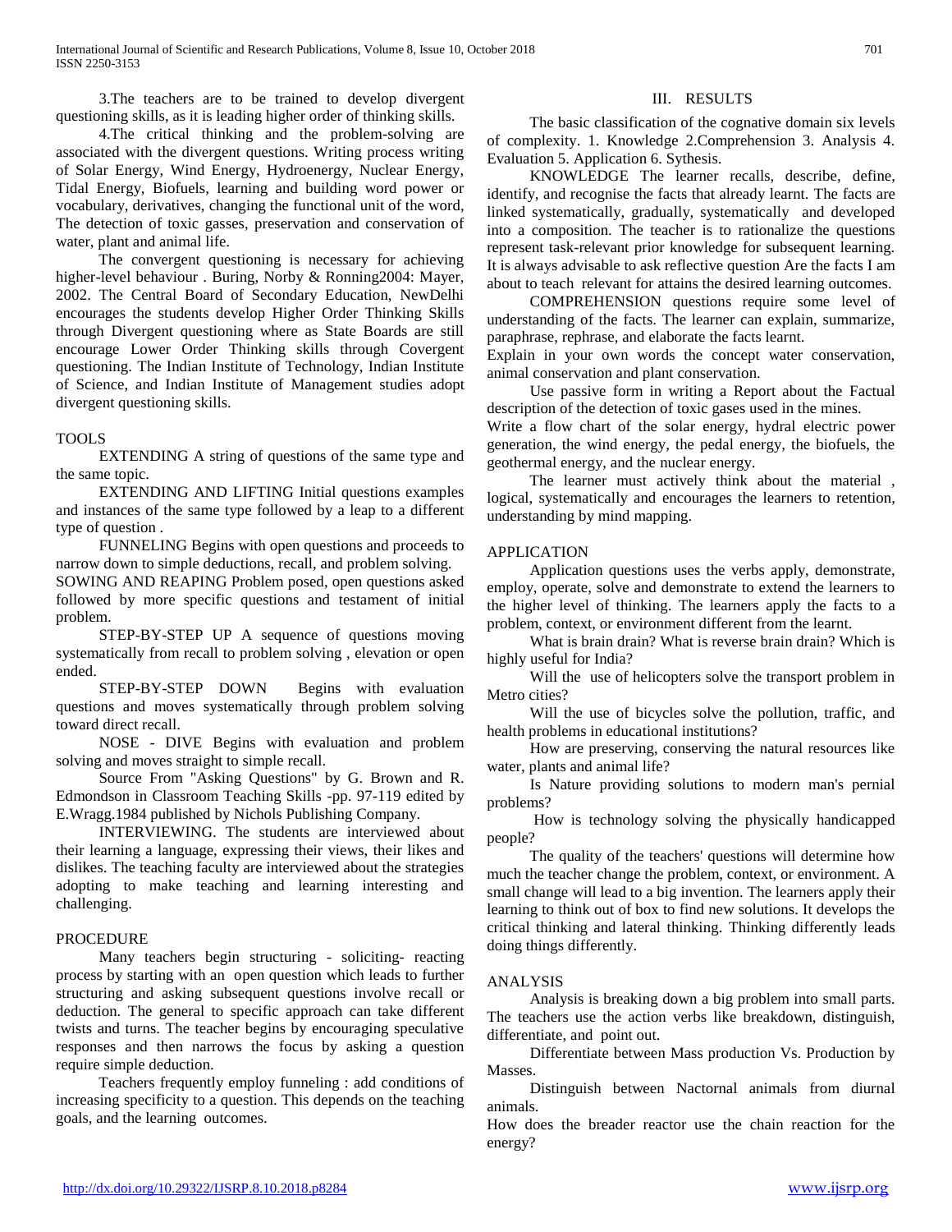3.The teachers are to be trained to develop divergent questioning skills, as it is leading higher order of thinking skills.

4.The critical thinking and the problem-solving are associated with the divergent questions. Writing process writing of Solar Energy, Wind Energy, Hydroenergy, Nuclear Energy, Tidal Energy, Biofuels, learning and building word power or vocabulary, derivatives, changing the functional unit of the word, The detection of toxic gasses, preservation and conservation of water, plant and animal life.

The convergent questioning is necessary for achieving higher-level behaviour . Buring, Norby & Ronning2004: Mayer, 2002. The Central Board of Secondary Education, NewDelhi encourages the students develop Higher Order Thinking Skills through Divergent questioning where as State Boards are still encourage Lower Order Thinking skills through Covergent questioning. The Indian Institute of Technology, Indian Institute of Science, and Indian Institute of Management studies adopt divergent questioning skills.

TOOLS

EXTENDING A string of questions of the same type and the same topic.

EXTENDING AND LIFTING Initial questions examples and instances of the same type followed by a leap to a different type of question .

FUNNELING Begins with open questions and proceeds to narrow down to simple deductions, recall, and problem solving.

SOWING AND REAPING Problem posed, open questions asked followed by more specific questions and testament of initial problem.

STEP-BY-STEP UP A sequence of questions moving systematically from recall to problem solving , elevation or open ended.

STEP-BY-STEP DOWN Begins with evaluation questions and moves systematically through problem solving toward direct recall.

NOSE - DIVE Begins with evaluation and problem solving and moves straight to simple recall.

Source From "Asking Questions" by G. Brown and R. Edmondson in Classroom Teaching Skills -pp. 97-119 edited by E.Wragg.1984 published by Nichols Publishing Company.

INTERVIEWING. The students are interviewed about their learning a language, expressing their views, their likes and dislikes. The teaching faculty are interviewed about the strategies adopting to make teaching and learning interesting and challenging.

PROCEDURE

Many teachers begin structuring - soliciting- reacting process by starting with an open question which leads to further structuring and asking subsequent questions involve recall or deduction. The general to specific approach can take different twists and turns. The teacher begins by encouraging speculative responses and then narrows the focus by asking a question require simple deduction.

Teachers frequently employ funneling : add conditions of increasing specificity to a question. This depends on the teaching goals, and the learning outcomes.

## III. RESULTS

The basic classification of the cognative domain six levels of complexity. 1. Knowledge 2.Comprehension 3. Analysis 4. Evaluation 5. Application 6. Sythesis.

KNOWLEDGE The learner recalls, describe, define, identify, and recognise the facts that already learnt. The facts are linked systematically, gradually, systematically and developed into a composition. The teacher is to rationalize the questions represent task-relevant prior knowledge for subsequent learning. It is always advisable to ask reflective question Are the facts I am about to teach relevant for attains the desired learning outcomes.

COMPREHENSION questions require some level of understanding of the facts. The learner can explain, summarize, paraphrase, rephrase, and elaborate the facts learnt.

Explain in your own words the concept water conservation, animal conservation and plant conservation.

Use passive form in writing a Report about the Factual description of the detection of toxic gases used in the mines.

Write a flow chart of the solar energy, hydral electric power generation, the wind energy, the pedal energy, the biofuels, the geothermal energy, and the nuclear energy.

The learner must actively think about the material , logical, systematically and encourages the learners to retention, understanding by mind mapping.

APPLICATION

Application questions uses the verbs apply, demonstrate, employ, operate, solve and demonstrate to extend the learners to the higher level of thinking. The learners apply the facts to a problem, context, or environment different from the learnt.

What is brain drain? What is reverse brain drain? Which is highly useful for India?

Will the use of helicopters solve the transport problem in Metro cities?

Will the use of bicycles solve the pollution, traffic, and health problems in educational institutions?

How are preserving, conserving the natural resources like water, plants and animal life?

Is Nature providing solutions to modern man's pernial problems?

How is technology solving the physically handicapped people?

The quality of the teachers' questions will determine how much the teacher change the problem, context, or environment. A small change will lead to a big invention. The learners apply their learning to think out of box to find new solutions. It develops the critical thinking and lateral thinking. Thinking differently leads doing things differently.

ANALYSIS

Analysis is breaking down a big problem into small parts. The teachers use the action verbs like breakdown, distinguish, differentiate, and point out.

Differentiate between Mass production Vs. Production by Masses.

Distinguish between Nactornal animals from diurnal animals.

How does the breader reactor use the chain reaction for the energy?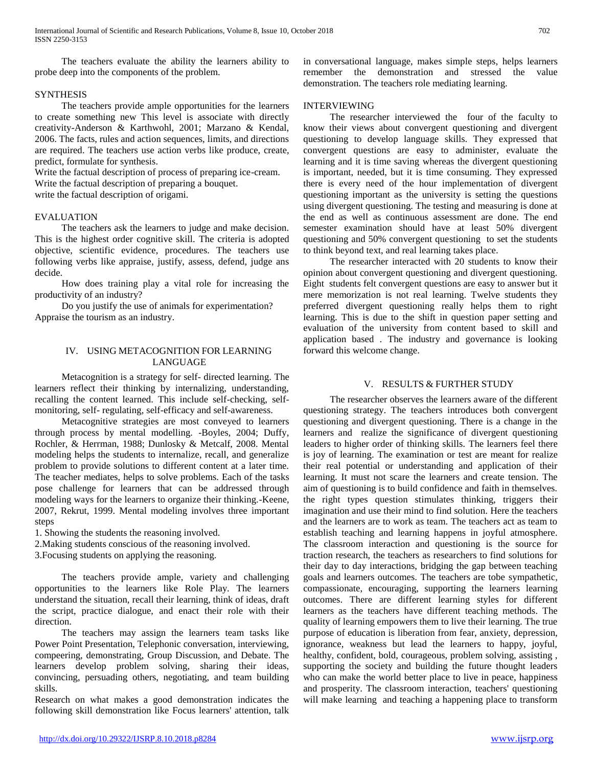The teachers evaluate the ability the learners ability to probe deep into the components of the problem.

SYNTHESIS

The teachers provide ample opportunities for the learners to create something new This level is associate with directly creativity-Anderson & Karthwohl, 2001; Marzano & Kendal, 2006. The facts, rules and action sequences, limits, and directions are required. The teachers use action verbs like produce, create, predict, formulate for synthesis.

Write the factual description of process of preparing ice-cream.
Write the factual description of preparing a bouquet.
write the factual description of origami.

EVALUATION

The teachers ask the learners to judge and make decision. This is the highest order cognitive skill. The criteria is adopted objective, scientific evidence, procedures. The teachers use following verbs like appraise, justify, assess, defend, judge ans decide.

How does training play a vital role for increasing the productivity of an industry?

Do you justify the use of animals for experimentation? Appraise the tourism as an industry.

## IV. USING METACOGNITION FOR LEARNING LANGUAGE

Metacognition is a strategy for self- directed learning. The learners reflect their thinking by internalizing, understanding, recalling the content learned. This include self-checking, self-monitoring, self- regulating, self-efficacy and self-awareness.

Metacognitive strategies are most conveyed to learners through process by mental modelling. -Boyles, 2004; Duffy, Rochler, & Herrman, 1988; Dunlosky & Metcalf, 2008. Mental modeling helps the students to internalize, recall, and generalize problem to provide solutions to different content at a later time. The teacher mediates, helps to solve problems. Each of the tasks pose challenge for learners that can be addressed through modeling ways for the learners to organize their thinking.-Keene, 2007, Rekrut, 1999. Mental modeling involves three important steps

1. Showing the students the reasoning involved.
2. Making students conscious of the reasoning involved.
3. Focusing students on applying the reasoning.

The teachers provide ample, variety and challenging opportunities to the learners like Role Play. The learners understand the situation, recall their learning, think of ideas, draft the script, practice dialogue, and enact their role with their direction.

The teachers may assign the learners team tasks like Power Point Presentation, Telephonic conversation, interviewing, compeering, demonstrating, Group Discussion, and Debate. The learners develop problem solving, sharing their ideas, convincing, persuading others, negotiating, and team building skills.

Research on what makes a good demonstration indicates the following skill demonstration like Focus learners' attention, talk in conversational language, makes simple steps, helps learners remember the demonstration and stressed the value demonstration. The teachers role mediating learning.

INTERVIEWING

The researcher interviewed the four of the faculty to know their views about convergent questioning and divergent questioning to develop language skills. They expressed that convergent questions are easy to administer, evaluate the learning and it is time saving whereas the divergent questioning is important, needed, but it is time consuming. They expressed there is every need of the hour implementation of divergent questioning important as the university is setting the questions using divergent questioning. The testing and measuring is done at the end as well as continuous assessment are done. The end semester examination should have at least 50% divergent questioning and 50% convergent questioning to set the students to think beyond text, and real learning takes place.

The researcher interacted with 20 students to know their opinion about convergent questioning and divergent questioning. Eight students felt convergent questions are easy to answer but it mere memorization is not real learning. Twelve students they preferred divergent questioning really helps them to right learning. This is due to the shift in question paper setting and evaluation of the university from content based to skill and application based . The industry and governance is looking forward this welcome change.

## V. RESULTS & FURTHER STUDY

The researcher observes the learners aware of the different questioning strategy. The teachers introduces both convergent questioning and divergent questioning. There is a change in the learners and realize the significance of divergent questioning leaders to higher order of thinking skills. The learners feel there is joy of learning. The examination or test are meant for realize their real potential or understanding and application of their learning. It must not scare the learners and create tension. The aim of questioning is to build confidence and faith in themselves. the right types question stimulates thinking, triggers their imagination and use their mind to find solution. Here the teachers and the learners are to work as team. The teachers act as team to establish teaching and learning happens in joyful atmosphere. The classroom interaction and questioning is the source for traction research, the teachers as researchers to find solutions for their day to day interactions, bridging the gap between teaching goals and learners outcomes. The teachers are tobe sympathetic, compassionate, encouraging, supporting the learners learning outcomes. There are different learning styles for different learners as the teachers have different teaching methods. The quality of learning empowers them to live their learning. The true purpose of education is liberation from fear, anxiety, depression, ignorance, weakness but lead the learners to happy, joyful, healthy, confident, bold, courageous, problem solving, assisting , supporting the society and building the future thought leaders who can make the world better place to live in peace, happiness and prosperity. The classroom interaction, teachers' questioning will make learning and teaching a happening place to transform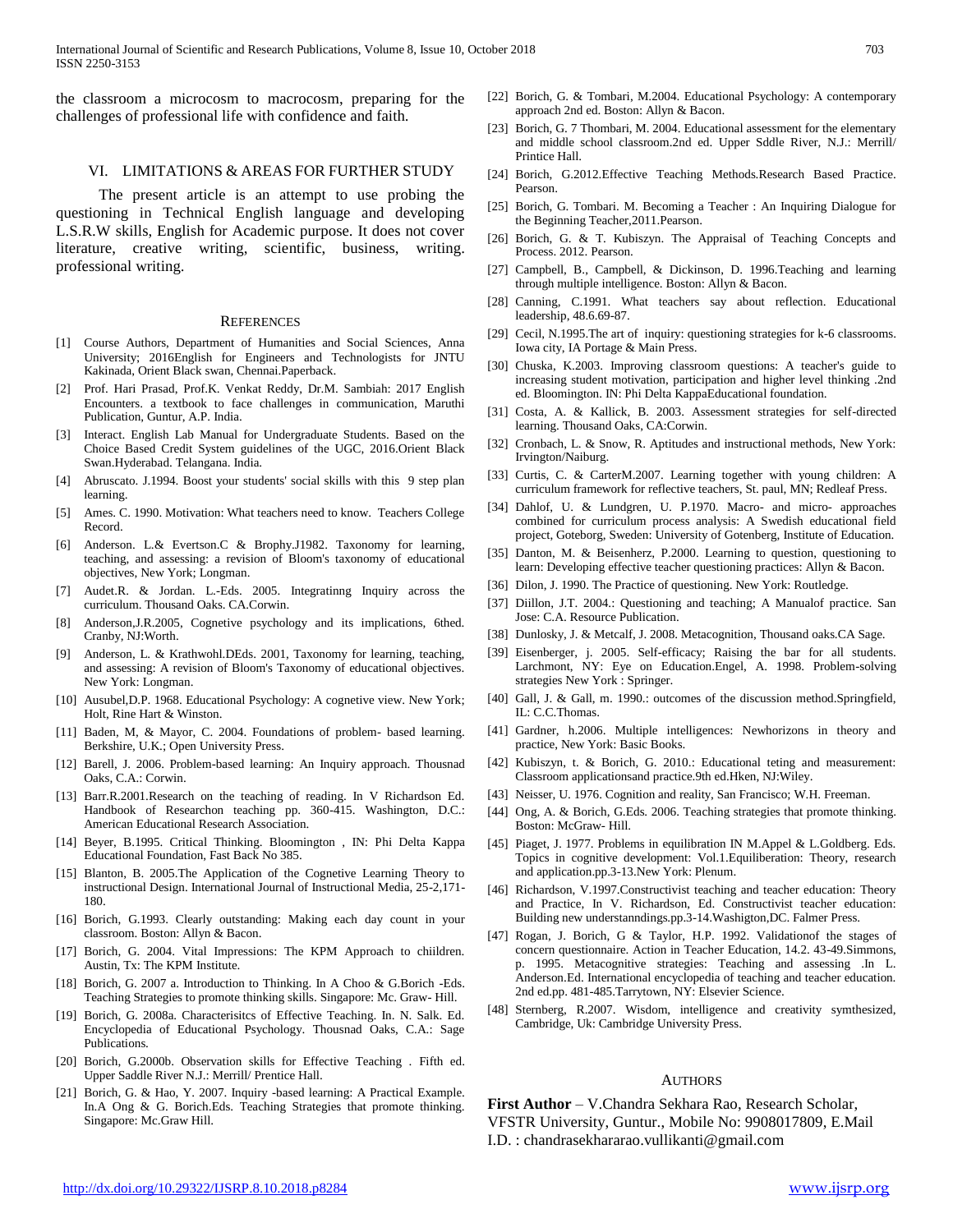the classroom a microcosm to macrocosm, preparing for the challenges of professional life with confidence and faith.

## VI. LIMITATIONS & AREAS FOR FURTHER STUDY

The present article is an attempt to use probing the questioning in Technical English language and developing L.S.R.W skills, English for Academic purpose. It does not cover literature, creative writing, scientific, business, writing. professional writing.

## REFERENCES

[1] Course Authors, Department of Humanities and Social Sciences, Anna University; 2016English for Engineers and Technologists for JNTU Kakinada, Orient Black swan, Chennai.Paperback.

[2] Prof. Hari Prasad, Prof.K. Venkat Reddy, Dr.M. Sambiah: 2017 English Encounters. a textbook to face challenges in communication, Maruthi Publication, Guntur, A.P. India.

[3] Interact. English Lab Manual for Undergraduate Students. Based on the Choice Based Credit System guidelines of the UGC, 2016.Orient Black Swan.Hyderabad. Telangana. India.

[4] Abruscato. J.1994. Boost your students' social skills with this 9 step plan learning.

[5] Ames. C. 1990. Motivation: What teachers need to know. Teachers College Record.

[6] Anderson. L.& Evertson.C & Brophy.J1982. Taxonomy for learning, teaching, and assessing: a revision of Bloom's taxonomy of educational objectives, New York; Longman.

[7] Audet.R. & Jordan. L.-Eds. 2005. Integratinng Inquiry across the curriculum. Thousand Oaks. CA.Corwin.

[8] Anderson,J.R.2005, Cognetive psychology and its implications, 6thed. Cranby, NJ:Worth.

[9] Anderson, L. & Krathwohl.DEds. 2001, Taxonomy for learning, teaching, and assessing: A revision of Bloom's Taxonomy of educational objectives. New York: Longman.

[10] Ausubel,D.P. 1968. Educational Psychology: A cognetive view. New York; Holt, Rine Hart & Winston.

[11] Baden, M, & Mayor, C. 2004. Foundations of problem- based learning. Berkshire, U.K.; Open University Press.

[12] Barell, J. 2006. Problem-based learning: An Inquiry approach. Thousnad Oaks, C.A.: Corwin.

[13] Barr.R.2001.Research on the teaching of reading. In V Richardson Ed. Handbook of Researchon teaching pp. 360-415. Washington, D.C.: American Educational Research Association.

[14] Beyer, B.1995. Critical Thinking. Bloomington , IN: Phi Delta Kappa Educational Foundation, Fast Back No 385.

[15] Blanton, B. 2005.The Application of the Cognetive Learning Theory to instructional Design. International Journal of Instructional Media, 25-2,171-180.

[16] Borich, G.1993. Clearly outstanding: Making each day count in your classroom. Boston: Allyn & Bacon.

[17] Borich, G. 2004. Vital Impressions: The KPM Approach to chiildren. Austin, Tx: The KPM Institute.

[18] Borich, G. 2007 a. Introduction to Thinking. In A Choo & G.Borich -Eds. Teaching Strategies to promote thinking skills. Singapore: Mc. Graw- Hill.

[19] Borich, G. 2008a. Characterisitcs of Effective Teaching. In. N. Salk. Ed. Encyclopedia of Educational Psychology. Thousnad Oaks, C.A.: Sage Publications.

[20] Borich, G.2000b. Observation skills for Effective Teaching . Fifth ed. Upper Saddle River N.J.: Merrill/ Prentice Hall.

[21] Borich, G. & Hao, Y. 2007. Inquiry -based learning: A Practical Example. In.A Ong & G. Borich.Eds. Teaching Strategies that promote thinking. Singapore: Mc.Graw Hill.

[22] Borich, G. & Tombari, M.2004. Educational Psychology: A contemporary approach 2nd ed. Boston: Allyn & Bacon.

[23] Borich, G. 7 Thombari, M. 2004. Educational assessment for the elementary and middle school classroom.2nd ed. Upper Sddle River, N.J.: Merrill/ Printice Hall.

[24] Borich, G.2012.Effective Teaching Methods.Research Based Practice. Pearson.

[25] Borich, G. Tombari. M. Becoming a Teacher : An Inquiring Dialogue for the Beginning Teacher,2011.Pearson.

[26] Borich, G. & T. Kubiszyn. The Appraisal of Teaching Concepts and Process. 2012. Pearson.

[27] Campbell, B., Campbell, & Dickinson, D. 1996.Teaching and learning through multiple intelligence. Boston: Allyn & Bacon.

[28] Canning, C.1991. What teachers say about reflection. Educational leadership, 48.6.69-87.

[29] Cecil, N.1995.The art of inquiry: questioning strategies for k-6 classrooms. Iowa city, IA Portage & Main Press.

[30] Chuska, K.2003. Improving classroom questions: A teacher's guide to increasing student motivation, participation and higher level thinking .2nd ed. Bloomington. IN: Phi Delta KappaEducational foundation.

[31] Costa, A. & Kallick, B. 2003. Assessment strategies for self-directed learning. Thousand Oaks, CA:Corwin.

[32] Cronbach, L. & Snow, R. Aptitudes and instructional methods, New York: Irvington/Naiburg.

[33] Curtis, C. & CarterM.2007. Learning together with young children: A curriculum framework for reflective teachers, St. paul, MN; Redleaf Press.

[34] Dahlof, U. & Lundgren, U. P.1970. Macro- and micro- approaches combined for curriculum process analysis: A Swedish educational field project, Goteborg, Sweden: University of Gotenberg, Institute of Education.

[35] Danton, M. & Beisenherz, P.2000. Learning to question, questioning to learn: Developing effective teacher questioning practices: Allyn & Bacon.

[36] Dilon, J. 1990. The Practice of questioning. New York: Routledge.

[37] Diillon, J.T. 2004.: Questioning and teaching; A Manualof practice. San Jose: C.A. Resource Publication.

[38] Dunlosky, J. & Metcalf, J. 2008. Metacognition, Thousand oaks.CA Sage.

[39] Eisenberger, j. 2005. Self-efficacy; Raising the bar for all students. Larchmont, NY: Eye on Education.Engel, A. 1998. Problem-solving strategies New York : Springer.

[40] Gall, J. & Gall, m. 1990.: outcomes of the discussion method.Springfield, IL: C.C.Thomas.

[41] Gardner, h.2006. Multiple intelligences: Newhorizons in theory and practice, New York: Basic Books.

[42] Kubiszyn, t. & Borich, G. 2010.: Educational teting and measurement: Classroom applicationsand practice.9th ed.Hken, NJ:Wiley.

[43] Neisser, U. 1976. Cognition and reality, San Francisco; W.H. Freeman.

[44] Ong, A. & Borich, G.Eds. 2006. Teaching strategies that promote thinking. Boston: McGraw- Hill.

[45] Piaget, J. 1977. Problems in equilibration IN M.Appel & L.Goldberg. Eds. Topics in cognitive development: Vol.1.Equiliberation: Theory, research and application.pp.3-13.New York: Plenum.

[46] Richardson, V.1997.Constructivist teaching and teacher education: Theory and Practice, In V. Richardson, Ed. Constructivist teacher education: Building new understanndings.pp.3-14.Washigton,DC. Falmer Press.

[47] Rogan, J. Borich, G & Taylor, H.P. 1992. Validationof the stages of concern questionnaire. Action in Teacher Education, 14.2. 43-49.Simmons, p. 1995. Metacognitive strategies: Teaching and assessing .In L. Anderson.Ed. International encyclopedia of teaching and teacher education. 2nd ed.pp. 481-485.Tarrytown, NY: Elsevier Science.

[48] Sternberg, R.2007. Wisdom, intelligence and creativity symthesized, Cambridge, Uk: Cambridge University Press.

## AUTHORS

**First Author** – V.Chandra Sekhara Rao, Research Scholar, VFSTR University, Guntur., Mobile No: 9908017809, E.Mail I.D. : chandrasekhararao.vullikanti@gmail.com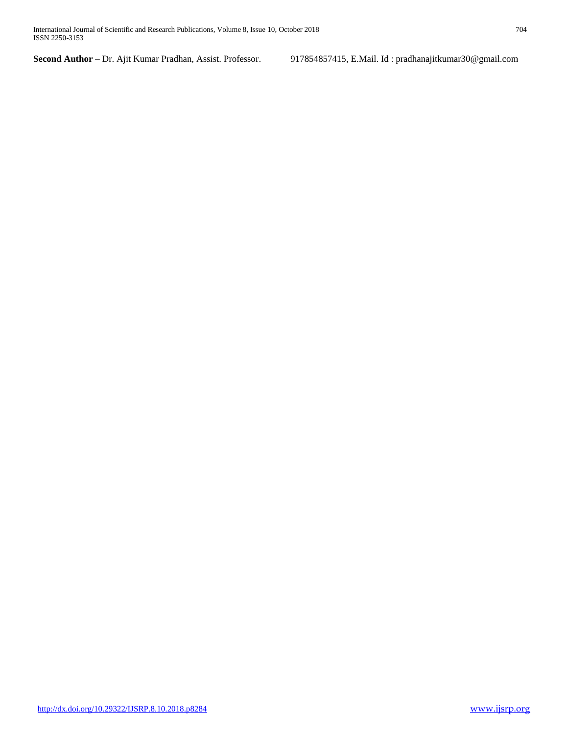**Second Author** – Dr. Ajit Kumar Pradhan, Assist. Professor. 917854857415, E.Mail. Id : pradhanajitkumar30@gmail.com